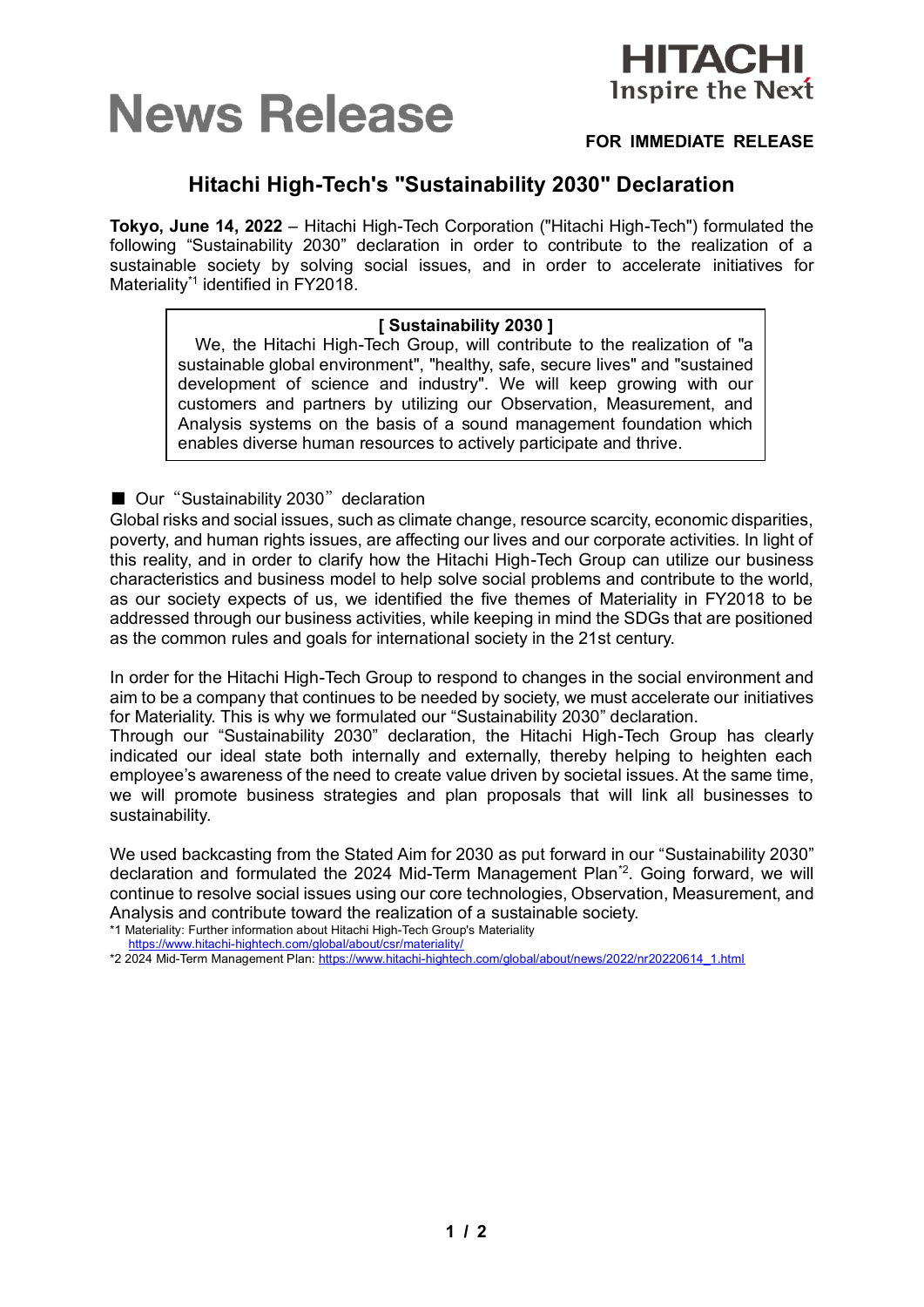# News Release

**HITACHI**
**Inspire the Next**

**FOR IMMEDIATE RELEASE**

## Hitachi High-Tech's "Sustainability 2030" Declaration

**Tokyo, June 14, 2022** – Hitachi High-Tech Corporation ("Hitachi High-Tech") formulated the following "Sustainability 2030" declaration in order to contribute to the realization of a sustainable society by solving social issues, and in order to accelerate initiatives for Materiality[*1] identified in FY2018.

> **[ Sustainability 2030 ]**
>
> We, the Hitachi High-Tech Group, will contribute to the realization of "a sustainable global environment", "healthy, safe, secure lives" and "sustained development of science and industry". We will keep growing with our customers and partners by utilizing our Observation, Measurement, and Analysis systems on the basis of a sound management foundation which enables diverse human resources to actively participate and thrive.

■ Our "Sustainability 2030" declaration

Global risks and social issues, such as climate change, resource scarcity, economic disparities, poverty, and human rights issues, are affecting our lives and our corporate activities. In light of this reality, and in order to clarify how the Hitachi High-Tech Group can utilize our business characteristics and business model to help solve social problems and contribute to the world, as our society expects of us, we identified the five themes of Materiality in FY2018 to be addressed through our business activities, while keeping in mind the SDGs that are positioned as the common rules and goals for international society in the 21st century.

In order for the Hitachi High-Tech Group to respond to changes in the social environment and aim to be a company that continues to be needed by society, we must accelerate our initiatives for Materiality. This is why we formulated our "Sustainability 2030" declaration.
Through our "Sustainability 2030" declaration, the Hitachi High-Tech Group has clearly indicated our ideal state both internally and externally, thereby helping to heighten each employee's awareness of the need to create value driven by societal issues. At the same time, we will promote business strategies and plan proposals that will link all businesses to sustainability.

We used backcasting from the Stated Aim for 2030 as put forward in our "Sustainability 2030" declaration and formulated the 2024 Mid-Term Management Plan[*2]. Going forward, we will continue to resolve social issues using our core technologies, Observation, Measurement, and Analysis and contribute toward the realization of a sustainable society.

*1 Materiality: Further information about Hitachi High-Tech Group's Materiality
https://www.hitachi-hightech.com/global/about/csr/materiality/

*2 2024 Mid-Term Management Plan: https://www.hitachi-hightech.com/global/about/news/2022/nr20220614_1.html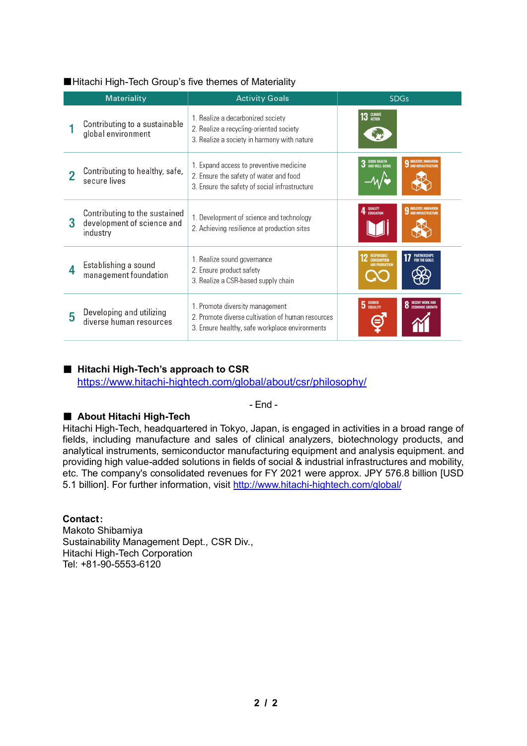■Hitachi High-Tech Group's five themes of Materiality

| | Materiality | Activity Goals | SDGs |
|---|---|---|---|
| 1 | Contributing to a sustainable global environment | 1. Realize a decarbonized society<br>2. Realize a recycling-oriented society<br>3. Realize a society in harmony with nature | 13 CLIMATE ACTION |
| 2 | Contributing to healthy, safe, secure lives | 1. Expand access to preventive medicine<br>2. Ensure the safety of water and food<br>3. Ensure the safety of social infrastructure | 3 GOOD HEALTH AND WELL-BEING; 9 INDUSTRY, INNOVATION AND INFRASTRUCTURE |
| 3 | Contributing to the sustained development of science and industry | 1. Development of science and technology<br>2. Achieving resilience at production sites | 4 QUALITY EDUCATION; 9 INDUSTRY, INNOVATION AND INFRASTRUCTURE |
| 4 | Establishing a sound management foundation | 1. Realize sound governance<br>2. Ensure product safety<br>3. Realize a CSR-based supply chain | 12 RESPONSIBLE CONSUMPTION AND PRODUCTION; 17 PARTNERSHIPS FOR THE GOALS |
| 5 | Developing and utilizing diverse human resources | 1. Promote diversity management<br>2. Promote diverse cultivation of human resources<br>3. Ensure healthy, safe workplace environments | 5 GENDER EQUALITY; 8 DECENT WORK AND ECONOMIC GROWTH |

## ■ Hitachi High-Tech's approach to CSR

https://www.hitachi-hightech.com/global/about/csr/philosophy/

- End -

## ■ About Hitachi High-Tech

Hitachi High-Tech, headquartered in Tokyo, Japan, is engaged in activities in a broad range of fields, including manufacture and sales of clinical analyzers, biotechnology products, and analytical instruments, semiconductor manufacturing equipment and analysis equipment. and providing high value-added solutions in fields of social & industrial infrastructures and mobility, etc. The company's consolidated revenues for FY 2021 were approx. JPY 576.8 billion [USD 5.1 billion]. For further information, visit http://www.hitachi-hightech.com/global/

**Contact:**
Makoto Shibamiya
Sustainability Management Dept., CSR Div.,
Hitachi High-Tech Corporation
Tel: +81-90-5553-6120